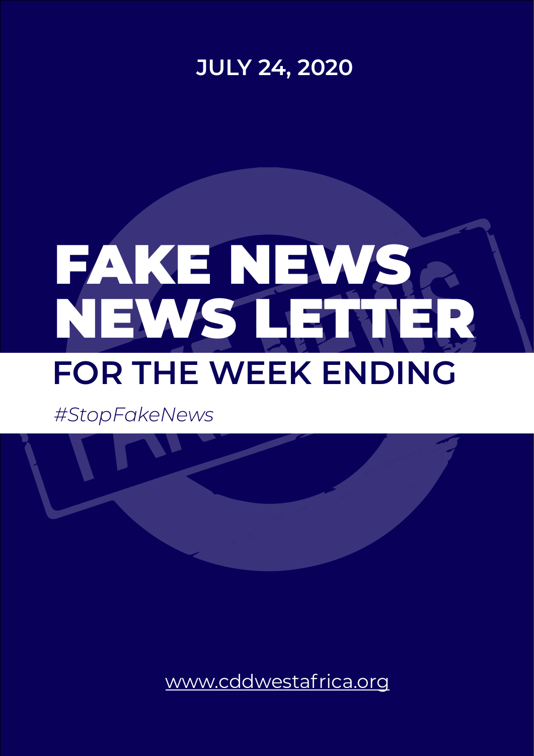JULY 24, 2020

# FAKE NEWS NEWS LETTER

## FOR THE WEEK ENDING

*#StopFakeNews*

www.cddwestafrica.org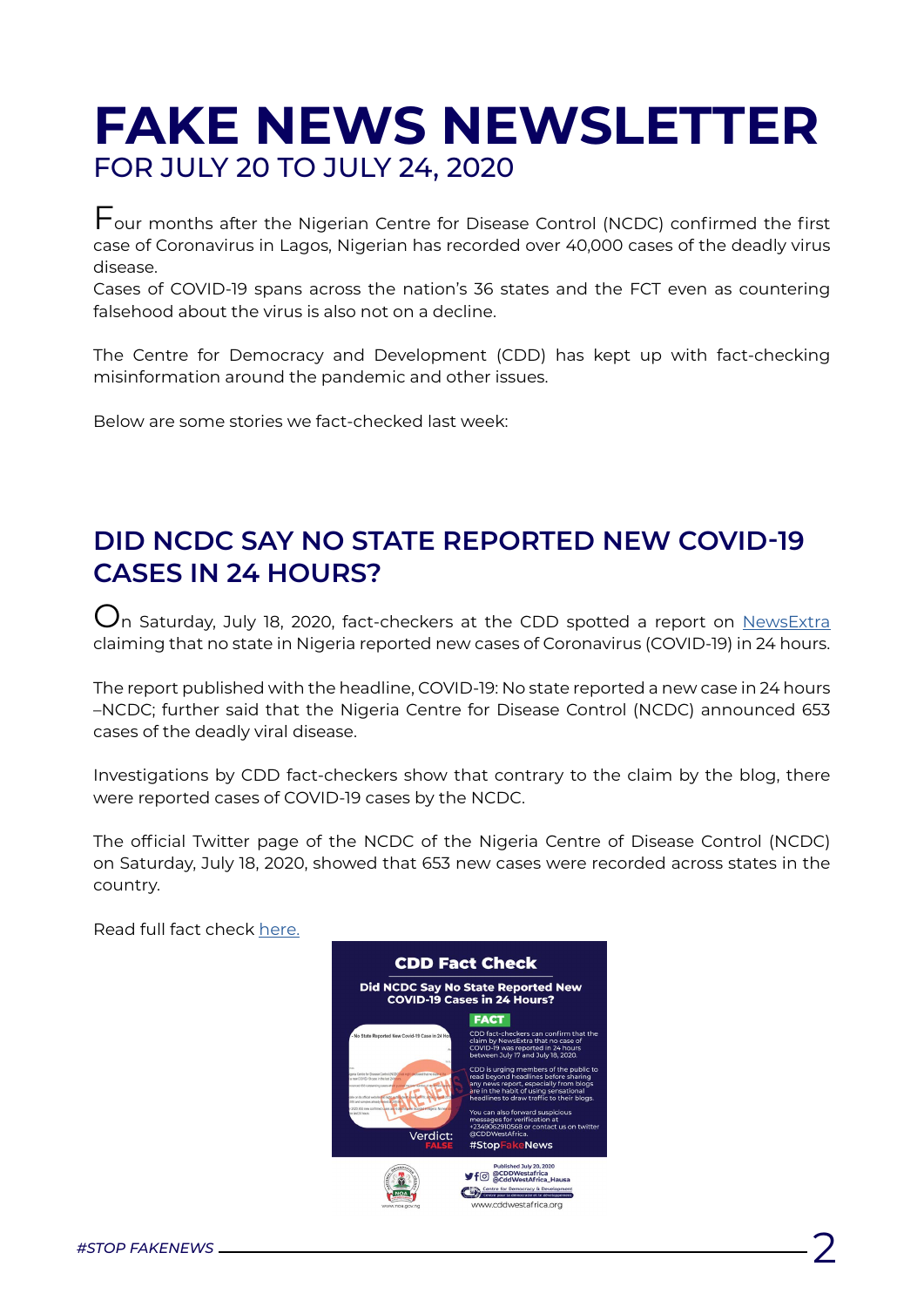# FAKE NEWS NEWSLETTER

## FOR JULY 20 TO JULY 24, 2020

Four months after the Nigerian Centre for Disease Control (NCDC) confirmed the first case of Coronavirus in Lagos, Nigerian has recorded over 40,000 cases of the deadly virus disease.
Cases of COVID-19 spans across the nation's 36 states and the FCT even as countering falsehood about the virus is also not on a decline.

The Centre for Democracy and Development (CDD) has kept up with fact-checking misinformation around the pandemic and other issues.

Below are some stories we fact-checked last week:

## DID NCDC SAY NO STATE REPORTED NEW COVID-19 CASES IN 24 HOURS?

On Saturday, July 18, 2020, fact-checkers at the CDD spotted a report on NewsExtra claiming that no state in Nigeria reported new cases of Coronavirus (COVID-19) in 24 hours.

The report published with the headline, COVID-19: No state reported a new case in 24 hours –NCDC; further said that the Nigeria Centre for Disease Control (NCDC) announced 653 cases of the deadly viral disease.

Investigations by CDD fact-checkers show that contrary to the claim by the blog, there were reported cases of COVID-19 cases by the NCDC.

The official Twitter page of the NCDC of the Nigeria Centre of Disease Control (NCDC) on Saturday, July 18, 2020, showed that 653 new cases were recorded across states in the country.

Read full fact check here.

**CDD Fact Check**

**Did NCDC Say No State Reported New COVID-19 Cases in 24 Hours?**

**FACT**

CDD fact-checkers can confirm that the claim by NewsExtra that no case of COVID-19 was reported in 24 hours between July 17 and July 18, 2020.

CDD is urging members of the public to read beyond headlines before sharing any news report, especially from blogs are in the habit of using sensational headlines to draw traffic to their blogs.

You can also forward suspicious messages for verification at +2349062910568 or contact us on twitter @CDDWestAfrica.

Verdict: FALSE

#StopFakeNews

Published July 20, 2020
@CDDWestafrica
@CddWestAfrica_Hausa
Centre for Democracy & Development
www.cddwestafrica.org
www.noa.gov.ng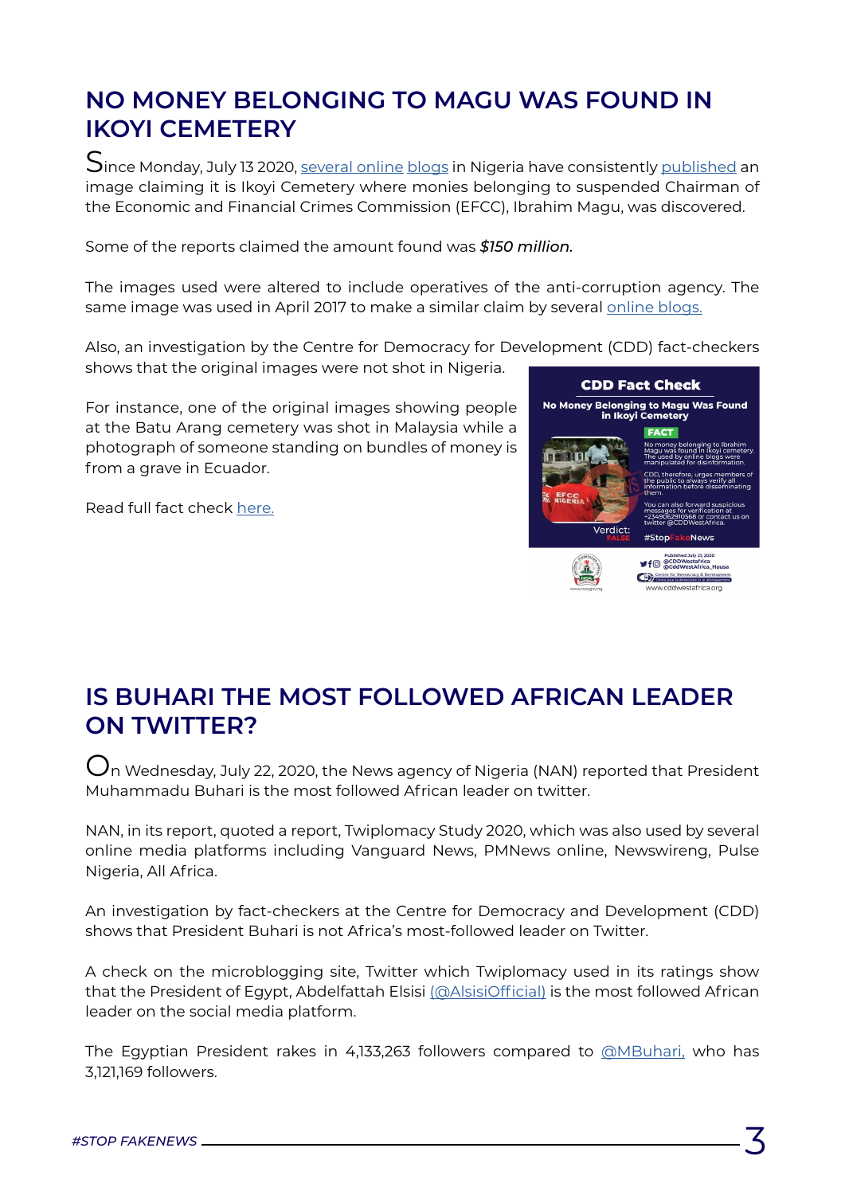# NO MONEY BELONGING TO MAGU WAS FOUND IN IKOYI CEMETERY

Since Monday, July 13 2020, several online blogs in Nigeria have consistently published an image claiming it is Ikoyi Cemetery where monies belonging to suspended Chairman of the Economic and Financial Crimes Commission (EFCC), Ibrahim Magu, was discovered.

Some of the reports claimed the amount found was ***$150 million.***

The images used were altered to include operatives of the anti-corruption agency. The same image was used in April 2017 to make a similar claim by several online blogs.

Also, an investigation by the Centre for Democracy for Development (CDD) fact-checkers shows that the original images were not shot in Nigeria.

For instance, one of the original images showing people at the Batu Arang cemetery was shot in Malaysia while a photograph of someone standing on bundles of money is from a grave in Ecuador.

Read full fact check here.

# IS BUHARI THE MOST FOLLOWED AFRICAN LEADER ON TWITTER?

On Wednesday, July 22, 2020, the News agency of Nigeria (NAN) reported that President Muhammadu Buhari is the most followed African leader on twitter.

NAN, in its report, quoted a report, Twiplomacy Study 2020, which was also used by several online media platforms including Vanguard News, PMNews online, Newswireng, Pulse Nigeria, All Africa.

An investigation by fact-checkers at the Centre for Democracy and Development (CDD) shows that President Buhari is not Africa's most-followed leader on Twitter.

A check on the microblogging site, Twitter which Twiplomacy used in its ratings show that the President of Egypt, Abdelfattah Elsisi (@AlsisiOfficial) is the most followed African leader on the social media platform.

The Egyptian President rakes in 4,133,263 followers compared to @MBuhari, who has 3,121,169 followers.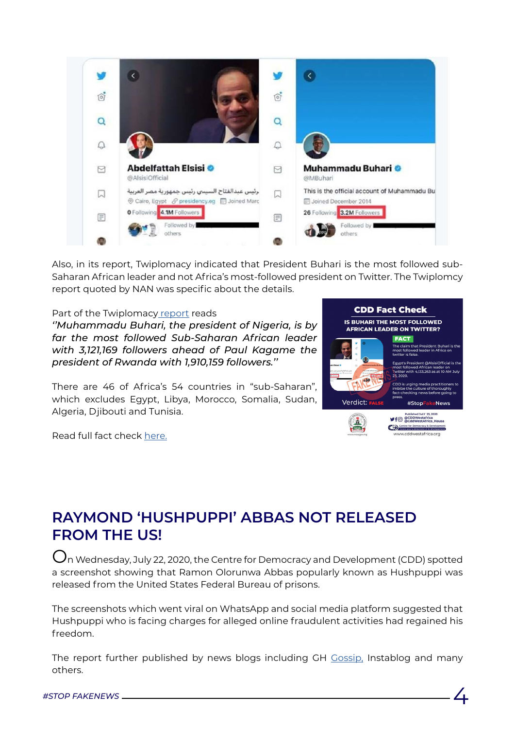Also, in its report, Twiplomacy indicated that President Buhari is the most followed sub-Saharan African leader and not Africa's most-followed president on Twitter. The Twiplomcy report quoted by NAN was specific about the details.

Part of the Twiplomacy report reads

*''Muhammadu Buhari, the president of Nigeria, is by far the most followed Sub-Saharan African leader with 3,121,169 followers ahead of Paul Kagame the president of Rwanda with 1,910,159 followers.''*

There are 46 of Africa's 54 countries in "sub-Saharan", which excludes Egypt, Libya, Morocco, Somalia, Sudan, Algeria, Djibouti and Tunisia.

Read full fact check here.

## RAYMOND 'HUSHPUPPI' ABBAS NOT RELEASED FROM THE US!

On Wednesday, July 22, 2020, the Centre for Democracy and Development (CDD) spotted a screenshot showing that Ramon Olorunwa Abbas popularly known as Hushpuppi was released from the United States Federal Bureau of prisons.

The screenshots which went viral on WhatsApp and social media platform suggested that Hushpuppi who is facing charges for alleged online fraudulent activities had regained his freedom.

The report further published by news blogs including GH Gossip, Instablog and many others.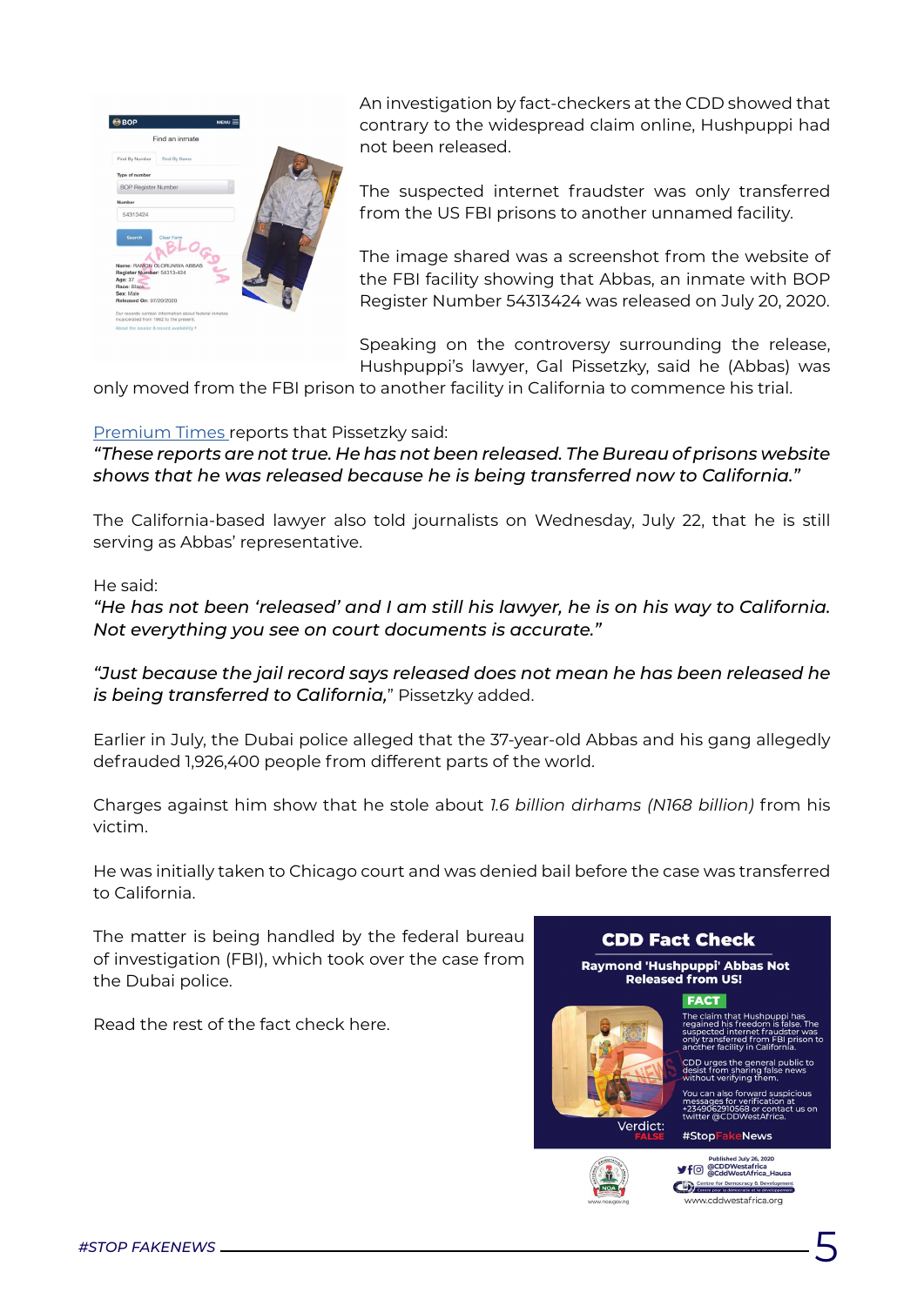An investigation by fact-checkers at the CDD showed that contrary to the widespread claim online, Hushpuppi had not been released.

The suspected internet fraudster was only transferred from the US FBI prisons to another unnamed facility.

The image shared was a screenshot from the website of the FBI facility showing that Abbas, an inmate with BOP Register Number 54313424 was released on July 20, 2020.

Speaking on the controversy surrounding the release, Hushpuppi's lawyer, Gal Pissetzky, said he (Abbas) was only moved from the FBI prison to another facility in California to commence his trial.

[Premium Times ]reports that Pissetzky said:
*"These reports are not true. He has not been released. The Bureau of prisons website shows that he was released because he is being transferred now to California."*

The California-based lawyer also told journalists on Wednesday, July 22, that he is still serving as Abbas' representative.

He said:
*"He has not been 'released' and I am still his lawyer, he is on his way to California. Not everything you see on court documents is accurate."*

*"Just because the jail record says released does not mean he has been released he is being transferred to California,"* Pissetzky added.

Earlier in July, the Dubai police alleged that the 37-year-old Abbas and his gang allegedly defrauded 1,926,400 people from different parts of the world.

Charges against him show that he stole about *1.6 billion dirhams (N168 billion)* from his victim.

He was initially taken to Chicago court and was denied bail before the case was transferred to California.

The matter is being handled by the federal bureau of investigation (FBI), which took over the case from the Dubai police.

Read the rest of the fact check here.

**CDD Fact Check**

**Raymond 'Hushpuppi' Abbas Not Released from US!**

**FACT**

The claim that Hushpuppi has regained his freedom is false. The suspected internet fraudster was only transferred from FBI prison to another facility in California.

CDD urges the general public to desist from sharing false news without verifying them.

You can also forward suspicious messages for verification at +2349062910568 or contact us on twitter @CDDWestAfrica.

Verdict: FALSE

#StopFakeNews

Published July 26, 2020
@CDDWestafrica
@CddWestAfrica_Hausa
Centre for Democracy & Development
www.cddwestafrica.org

www.noa.gov.ng

#STOP FAKENEWS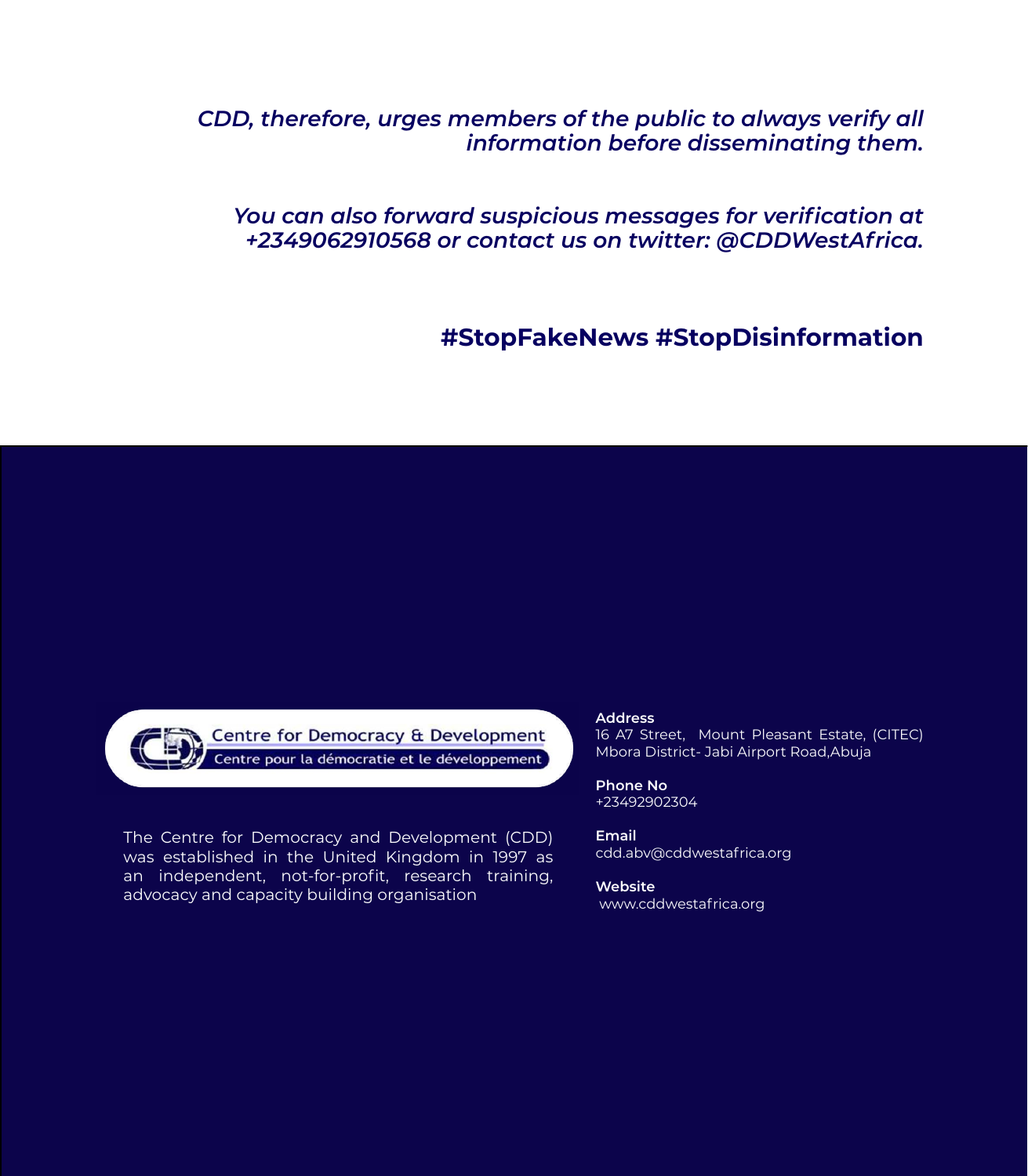*CDD, therefore, urges members of the public to always verify all information before disseminating them.*

*You can also forward suspicious messages for verification at +2349062910568 or contact us on twitter: @CDDWestAfrica.*

**#StopFakeNews #StopDisinformation**

Centre for Democracy & Development
Centre pour la démocratie et le développement

The Centre for Democracy and Development (CDD) was established in the United Kingdom in 1997 as an independent, not-for-profit, research training, advocacy and capacity building organisation

**Address**
16 A7 Street, Mount Pleasant Estate, (CITEC) Mbora District- Jabi Airport Road,Abuja

**Phone No**
+23492902304

**Email**
cdd.abv@cddwestafrica.org

**Website**
www.cddwestafrica.org